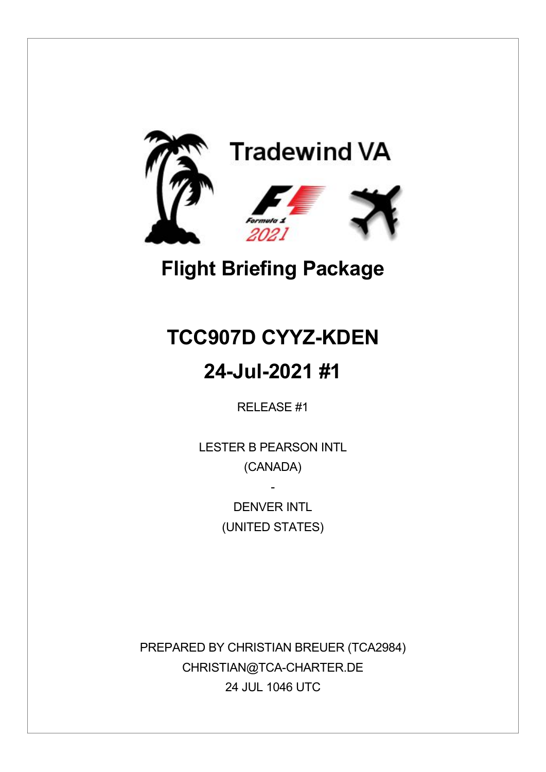Tradewind VA

# Flight Briefing Package

# TCC907D CYYZ-KDEN

# 24-Jul-2021 #1

RELEASE #1

LESTER B PEARSON INTL
(CANADA)
-
DENVER INTL
(UNITED STATES)

PREPARED BY CHRISTIAN BREUER (TCA2984)
CHRISTIAN@TCA-CHARTER.DE
24 JUL 1046 UTC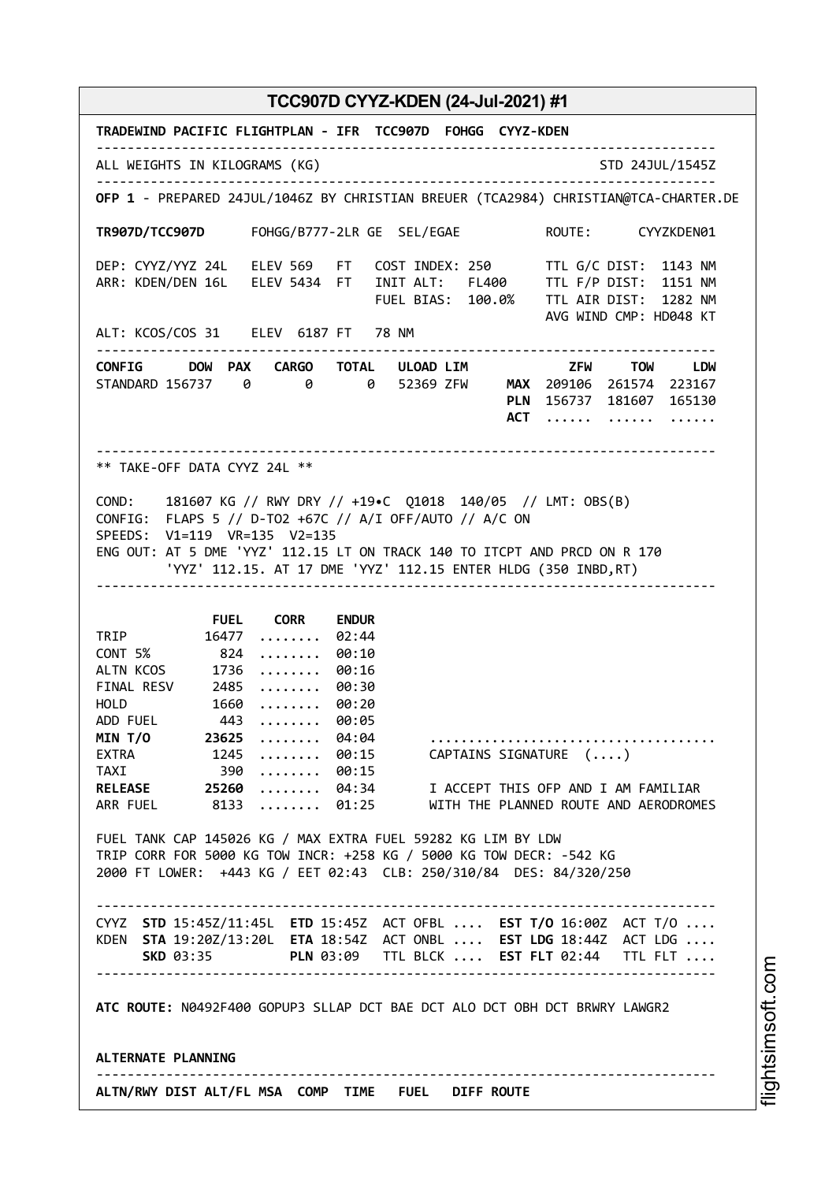## TCC907D CYYZ-KDEN (24-Jul-2021) #1

```
TRADEWIND PACIFIC FLIGHTPLAN - IFR  TCC907D  FOHGG  CYYZ-KDEN
--------------------------------------------------------------------------------
ALL WEIGHTS IN KILOGRAMS (KG)                                      STD 24JUL/1545Z
--------------------------------------------------------------------------------
OFP 1 - PREPARED 24JUL/1046Z BY CHRISTIAN BREUER (TCA2984) CHRISTIAN@TCA-CHARTER.DE

TR907D/TCC907D      FOHGG/B777-2LR GE  SEL/EGAE          ROUTE:      CYYZKDEN01

DEP: CYYZ/YYZ 24L   ELEV 569   FT   COST INDEX: 250       TTL G/C DIST:  1143 NM
ARR: KDEN/DEN 16L   ELEV 5434  FT   INIT ALT:   FL400     TTL F/P DIST:  1151 NM
                                    FUEL BIAS:  100.0%    TTL AIR DIST:  1282 NM
                                                          AVG WIND CMP: HD048 KT
ALT: KCOS/COS 31    ELEV  6187 FT   78 NM
--------------------------------------------------------------------------------
CONFIG      DOW  PAX   CARGO   TOTAL   ULOAD LIM            ZFW     TOW     LDW
STANDARD 156737    0       0       0   52369 ZFW      MAX  209106  261574  223167
                                                      PLN  156737  181607  165130
                                                      ACT  ......  ......  ......

--------------------------------------------------------------------------------
** TAKE-OFF DATA CYYZ 24L **

COND:    181607 KG // RWY DRY // +19•C  Q1018  140/05  // LMT: OBS(B)
CONFIG:  FLAPS 5 // D-TO2 +67C // A/I OFF/AUTO // A/C ON
SPEEDS:  V1=119  VR=135  V2=135
ENG OUT: AT 5 DME 'YYZ' 112.15 LT ON TRACK 140 TO ITCPT AND PRCD ON R 170
         'YYZ' 112.15. AT 17 DME 'YYZ' 112.15 ENTER HLDG (350 INBD,RT)
--------------------------------------------------------------------------------

               FUEL    CORR    ENDUR
TRIP          16477  ........  02:44
CONT 5%         824  ........  00:10
ALTN KCOS      1736  ........  00:16
FINAL RESV     2485  ........  00:30
HOLD           1660  ........  00:20
ADD FUEL        443  ........  00:05
MIN T/O       23625  ........  04:04      ....................................
EXTRA          1245  ........  00:15      CAPTAINS SIGNATURE  (....)
TAXI            390  ........  00:15
RELEASE       25260  ........  04:34      I ACCEPT THIS OFP AND I AM FAMILIAR
ARR FUEL       8133  ........  01:25      WITH THE PLANNED ROUTE AND AERODROMES

FUEL TANK CAP 145026 KG / MAX EXTRA FUEL 59282 KG LIM BY LDW
TRIP CORR FOR 5000 KG TOW INCR: +258 KG / 5000 KG TOW DECR: -542 KG
2000 FT LOWER:  +443 KG / EET 02:43  CLB: 250/310/84  DES: 84/320/250

--------------------------------------------------------------------------------
CYYZ  STD 15:45Z/11:45L  ETD 15:45Z  ACT OFBL ....  EST T/O 16:00Z  ACT T/O ....
KDEN  STA 19:20Z/13:20L  ETA 18:54Z  ACT ONBL ....  EST LDG 18:44Z  ACT LDG ....
      SKD 03:35          PLN 03:09   TTL BLCK ....  EST FLT 02:44   TTL FLT ....
--------------------------------------------------------------------------------

ATC ROUTE: N0492F400 GOPUP3 SLLAP DCT BAE DCT ALO DCT OBH DCT BRWRY LAWGR2


ALTERNATE PLANNING
--------------------------------------------------------------------------------
ALTN/RWY DIST ALT/FL MSA  COMP  TIME   FUEL   DIFF ROUTE
```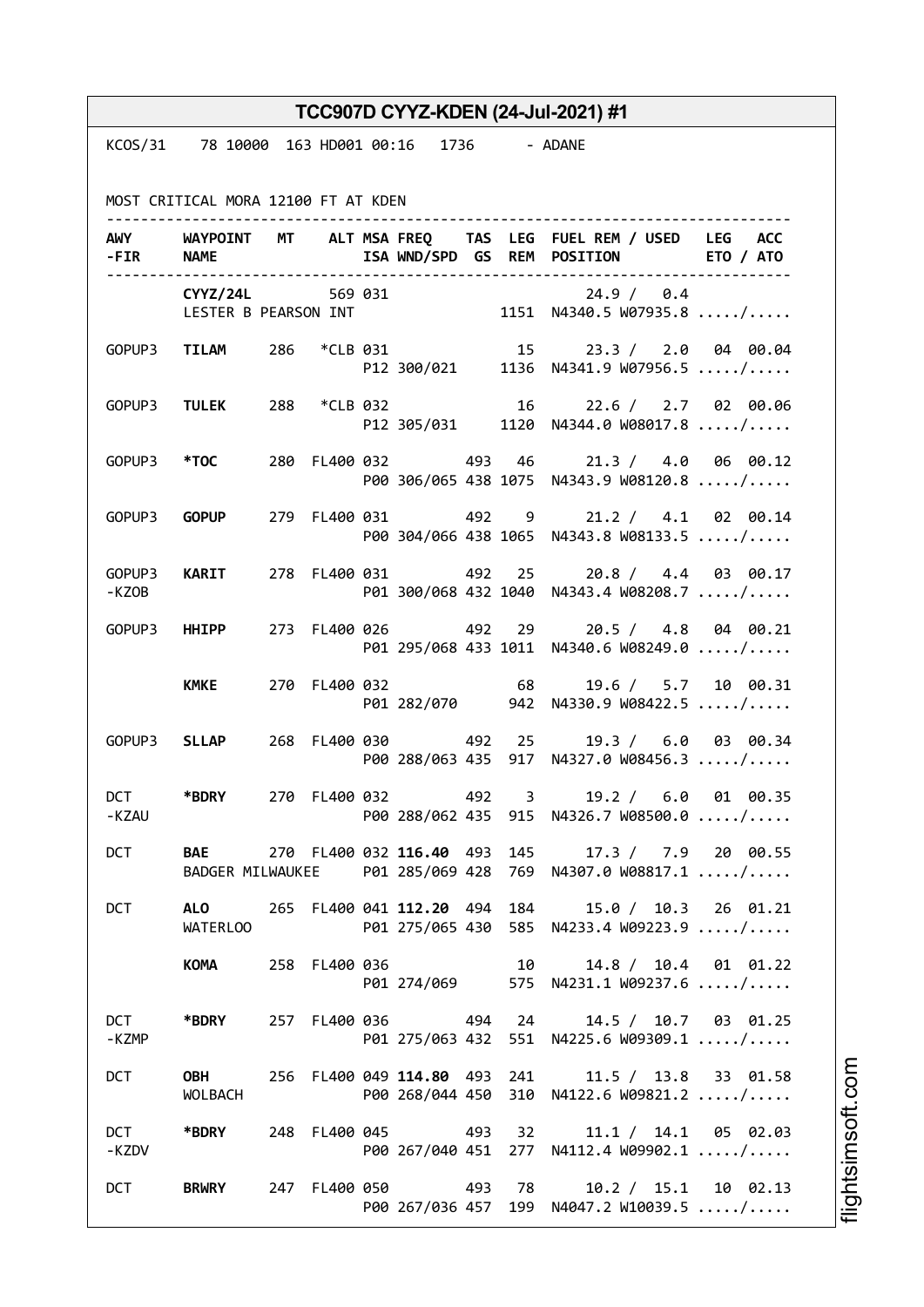## TCC907D CYYZ-KDEN (24-Jul-2021) #1

```
KCOS/31    78 10000  163 HD001 00:16   1736      - ADANE


MOST CRITICAL MORA 12100 FT AT KDEN
-----------------------------------------------------------------------------
AWY     WAYPOINT  MT    ALT MSA FREQ    TAS  LEG  FUEL REM / USED   LEG  ACC
-FIR    NAME                ISA WND/SPD  GS  REM  POSITION          ETO / ATO
-----------------------------------------------------------------------------
        CYYZ/24L        569 031                        24.9 /  0.4
        LESTER B PEARSON INT                    1151  N4340.5 W07935.8 ...../.....

GOPUP3  TILAM     286   *CLB 031              15      23.3 /  2.0   04  00.04
                            P12 300/021       1136  N4341.9 W07956.5 ...../.....

GOPUP3  TULEK     288   *CLB 032              16      22.6 /  2.7   02  00.06
                            P12 305/031       1120  N4344.0 W08017.8 ...../.....

GOPUP3  *TOC      280  FL400 032        493   46      21.3 /  4.0   06  00.12
                            P00 306/065 438 1075  N4343.9 W08120.8 ...../.....

GOPUP3  GOPUP     279  FL400 031        492    9      21.2 /  4.1   02  00.14
                            P00 304/066 438 1065  N4343.8 W08133.5 ...../.....

GOPUP3  KARIT     278  FL400 031        492   25      20.8 /  4.4   03  00.17
-KZOB                       P01 300/068 432 1040  N4343.4 W08208.7 ...../.....

GOPUP3  HHIPP     273  FL400 026        492   29      20.5 /  4.8   04  00.21
                            P01 295/068 433 1011  N4340.6 W08249.0 ...../.....

        KMKE      270  FL400 032              68      19.6 /  5.7   10  00.31
                            P01 282/070      942  N4330.9 W08422.5 ...../.....

GOPUP3  SLLAP     268  FL400 030        492   25      19.3 /  6.0   03  00.34
                            P00 288/063 435  917  N4327.0 W08456.3 ...../.....

DCT     *BDRY     270  FL400 032        492    3      19.2 /  6.0   01  00.35
-KZAU                       P00 288/062 435  915  N4326.7 W08500.0 ...../.....

DCT     BAE       270  FL400 032 116.40 493  145      17.3 /  7.9   20  00.55
        BADGER MILWAUKEE    P01 285/069 428  769  N4307.0 W08817.1 ...../.....

DCT     ALO       265  FL400 041 112.20 494  184      15.0 / 10.3   26  01.21
        WATERLOO            P01 275/065 430  585  N4233.4 W09223.9 ...../.....

        KOMA      258  FL400 036              10      14.8 / 10.4   01  01.22
                            P01 274/069      575  N4231.1 W09237.6 ...../.....

DCT     *BDRY     257  FL400 036        494   24      14.5 / 10.7   03  01.25
-KZMP                       P01 275/063 432  551  N4225.6 W09309.1 ...../.....

DCT     OBH       256  FL400 049 114.80 493  241      11.5 / 13.8   33  01.58
        WOLBACH             P00 268/044 450  310  N4122.6 W09821.2 ...../.....

DCT     *BDRY     248  FL400 045        493   32      11.1 / 14.1   05  02.03
-KZDV                       P00 267/040 451  277  N4112.4 W09902.1 ...../.....

DCT     BRWRY     247  FL400 050        493   78      10.2 / 15.1   10  02.13
                            P00 267/036 457  199  N4047.2 W10039.5 ...../.....
```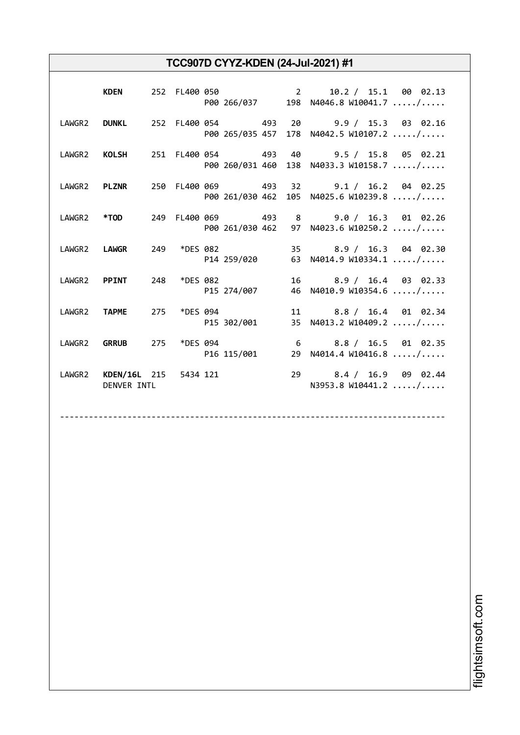# TCC907D CYYZ-KDEN (24-Jul-2021) #1

```
       KDEN       252  FL400 050                 2      10.2 /  15.1  00  02.13
                              P00 266/037       198  N4046.8 W10041.7 ...../.....

LAWGR2  DUNKL     252  FL400 054          493   20       9.9 /  15.3  03  02.16
                              P00 265/035 457   178  N4042.5 W10107.2 ...../.....

LAWGR2  KOLSH     251  FL400 054          493   40       9.5 /  15.8  05  02.21
                              P00 260/031 460   138  N4033.3 W10158.7 ...../.....

LAWGR2  PLZNR     250  FL400 069          493   32       9.1 /  16.2  04  02.25
                              P00 261/030 462   105  N4025.6 W10239.8 ...../.....

LAWGR2  *TOD      249  FL400 069          493    8       9.0 /  16.3  01  02.26
                              P00 261/030 462    97  N4023.6 W10250.2 ...../.....

LAWGR2  LAWGR     249   *DES 082                35       8.9 /  16.3  04  02.30
                              P14 259/020        63  N4014.9 W10334.1 ...../.....

LAWGR2  PPINT     248   *DES 082                16       8.9 /  16.4  03  02.33
                              P15 274/007        46  N4010.9 W10354.6 ...../.....

LAWGR2  TAPME     275   *DES 094                11       8.8 /  16.4  01  02.34
                              P15 302/001        35  N4013.2 W10409.2 ...../.....

LAWGR2  GRRUB     275   *DES 094                 6       8.8 /  16.5  01  02.35
                              P16 115/001        29  N4014.4 W10416.8 ...../.....

LAWGR2  KDEN/16L  215   5434 121                29       8.4 /  16.9  09  02.44
        DENVER INTL                                  N3953.8 W10441.2 ...../.....

--------------------------------------------------------------------------------
```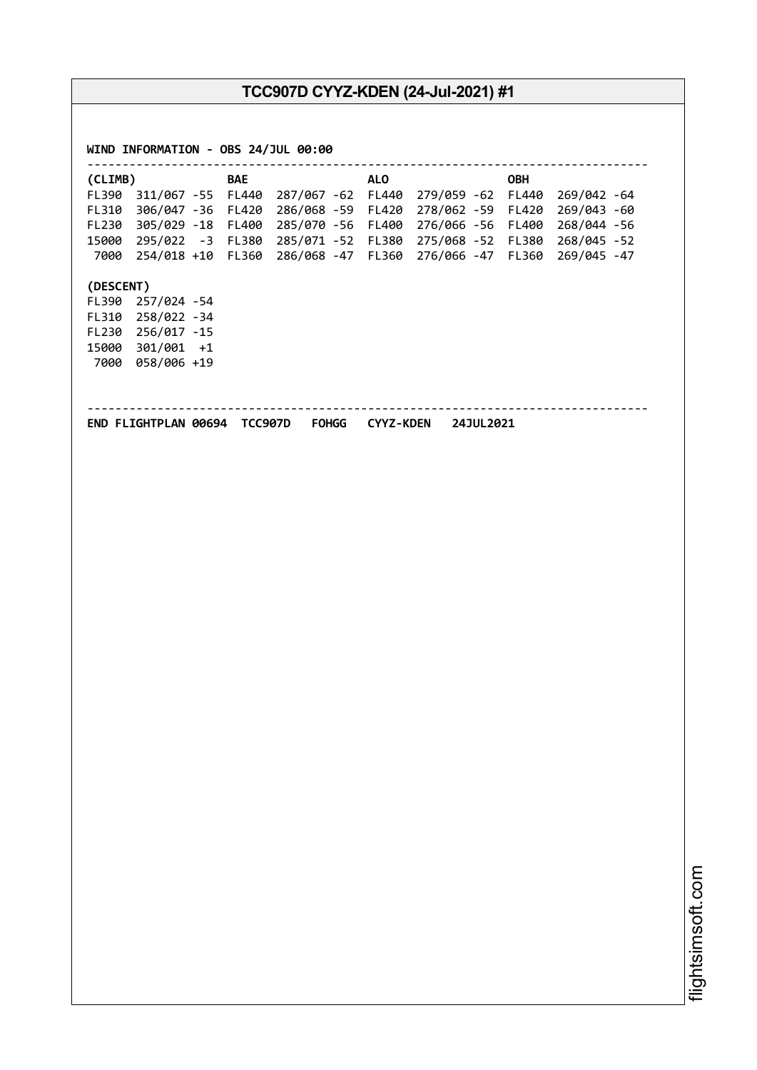**WIND INFORMATION - OBS 24/JUL 00:00**

```
--------------------------------------------------------------------------------
(CLIMB)              BAE                  ALO                  OBH
FL390  311/067 -55  FL440  287/067 -62  FL440  279/059 -62  FL440  269/042 -64
FL310  306/047 -36  FL420  286/068 -59  FL420  278/062 -59  FL420  269/043 -60
FL230  305/029 -18  FL400  285/070 -56  FL400  276/066 -56  FL400  268/044 -56
15000  295/022  -3  FL380  285/071 -52  FL380  275/068 -52  FL380  268/045 -52
 7000  254/018 +10  FL360  286/068 -47  FL360  276/066 -47  FL360  269/045 -47

(DESCENT)
FL390  257/024 -54
FL310  258/022 -34
FL230  256/017 -15
15000  301/001  +1
 7000  058/006 +19


--------------------------------------------------------------------------------
END FLIGHTPLAN 00694  TCC907D   FOHGG   CYYZ-KDEN   24JUL2021
```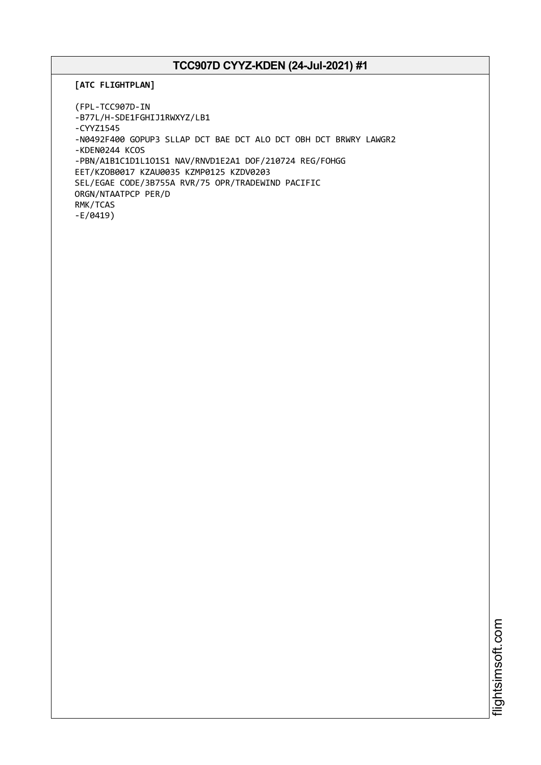# TCC907D CYYZ-KDEN (24-Jul-2021) #1

**[ATC FLIGHTPLAN]**

```
(FPL-TCC907D-IN
-B77L/H-SDE1FGHIJ1RWXYZ/LB1
-CYYZ1545
-N0492F400 GOPUP3 SLLAP DCT BAE DCT ALO DCT OBH DCT BRWRY LAWGR2
-KDEN0244 KCOS
-PBN/A1B1C1D1L1O1S1 NAV/RNVD1E2A1 DOF/210724 REG/FOHGG
EET/KZOB0017 KZAU0035 KZMP0125 KZDV0203
SEL/EGAE CODE/3B755A RVR/75 OPR/TRADEWIND PACIFIC
ORGN/NTAATPCP PER/D
RMK/TCAS
-E/0419)
```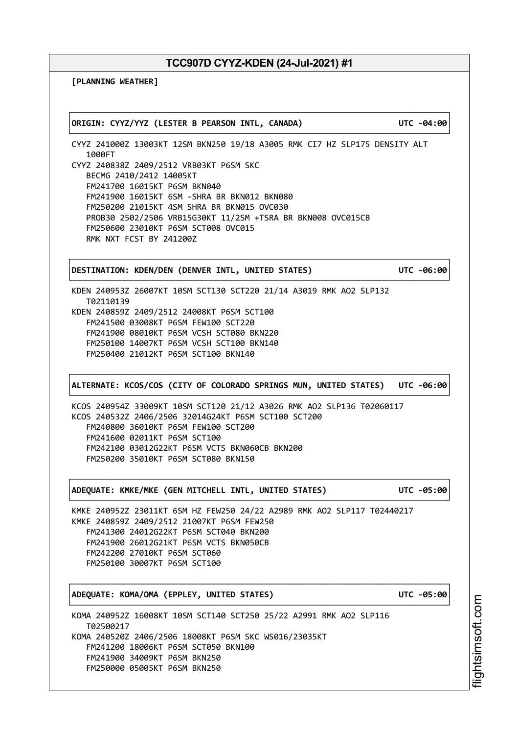**[PLANNING WEATHER]**

**ORIGIN: CYYZ/YYZ (LESTER B PEARSON INTL, CANADA) UTC -04:00**

```
CYYZ 241000Z 13003KT 12SM BKN250 19/18 A3005 RMK CI7 HZ SLP175 DENSITY ALT
   1000FT
CYYZ 240838Z 2409/2512 VRB03KT P6SM SKC
   BECMG 2410/2412 14005KT
   FM241700 16015KT P6SM BKN040
   FM241900 16015KT 6SM -SHRA BR BKN012 BKN080
   FM250200 21015KT 4SM SHRA BR BKN015 OVC030
   PROB30 2502/2506 VRB15G30KT 11/2SM +TSRA BR BKN008 OVC015CB
   FM250600 23010KT P6SM SCT008 OVC015
   RMK NXT FCST BY 241200Z
```

**DESTINATION: KDEN/DEN (DENVER INTL, UNITED STATES) UTC -06:00**

```
KDEN 240953Z 26007KT 10SM SCT130 SCT220 21/14 A3019 RMK AO2 SLP132
   T02110139
KDEN 240859Z 2409/2512 24008KT P6SM SCT100
   FM241500 03008KT P6SM FEW100 SCT220
   FM241900 08010KT P6SM VCSH SCT080 BKN220
   FM250100 14007KT P6SM VCSH SCT100 BKN140
   FM250400 21012KT P6SM SCT100 BKN140
```

**ALTERNATE: KCOS/COS (CITY OF COLORADO SPRINGS MUN, UNITED STATES) UTC -06:00**

```
KCOS 240954Z 33009KT 10SM SCT120 21/12 A3026 RMK AO2 SLP136 T02060117
KCOS 240532Z 2406/2506 32014G24KT P6SM SCT100 SCT200
   FM240800 36010KT P6SM FEW100 SCT200
   FM241600 02011KT P6SM SCT100
   FM242100 03012G22KT P6SM VCTS BKN060CB BKN200
   FM250200 35010KT P6SM SCT080 BKN150
```

**ADEQUATE: KMKE/MKE (GEN MITCHELL INTL, UNITED STATES) UTC -05:00**

```
KMKE 240952Z 23011KT 6SM HZ FEW250 24/22 A2989 RMK AO2 SLP117 T02440217
KMKE 240859Z 2409/2512 21007KT P6SM FEW250
   FM241300 24012G22KT P6SM SCT040 BKN200
   FM241900 26012G21KT P6SM VCTS BKN050CB
   FM242200 27010KT P6SM SCT060
   FM250100 30007KT P6SM SCT100
```

**ADEQUATE: KOMA/OMA (EPPLEY, UNITED STATES) UTC -05:00**

```
KOMA 240952Z 16008KT 10SM SCT140 SCT250 25/22 A2991 RMK AO2 SLP116
   T02500217
KOMA 240520Z 2406/2506 18008KT P6SM SKC WS016/23035KT
   FM241200 18006KT P6SM SCT050 BKN100
   FM241900 34009KT P6SM BKN250
   FM250000 05005KT P6SM BKN250
```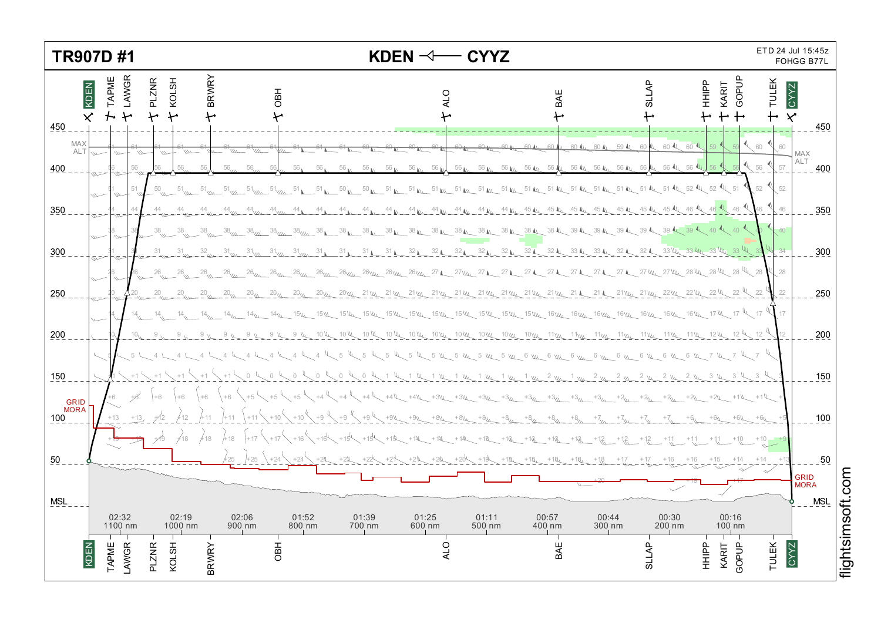# TR907D #1

**KDEN ◁—— CYYZ**

ETD 24 Jul 15:45z
FOHGG B77L

Waypoints: KDEN, TAPME, LAWGR, PLZNR, KOLSH, BRWRY, OBH, ALO, BAE, SLLAP, HHIPP, KARIT, GOPUP, TULEK, CYYZ

Flight levels: 450, 400, 350, 300, 250, 200, 150, 100, 50, MSL

MAX ALT

GRID MORA

| Time | Distance |
|---|---|
| 02:32 | 1100 nm |
| 02:19 | 1000 nm |
| 02:06 | 900 nm |
| 01:52 | 800 nm |
| 01:39 | 700 nm |
| 01:25 | 600 nm |
| 01:11 | 500 nm |
| 00:57 | 400 nm |
| 00:44 | 300 nm |
| 00:30 | 200 nm |
| 00:16 | 100 nm |

flightsimsoft.com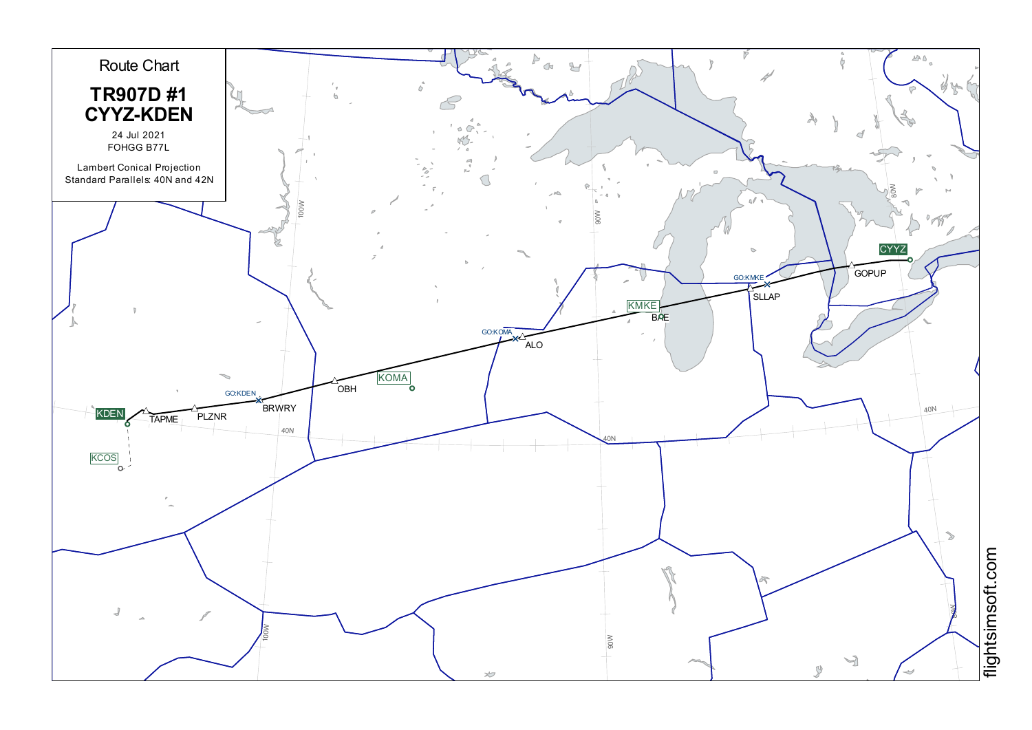# Route Chart

## TR907D #1
## CYYZ-KDEN

24 Jul 2021
FOHGG B77L

Lambert Conical Projection
Standard Parallels: 40N and 42N

CYYZ
GOPUP
GO:KMKE
SLLAP
KMKE
BAE
GO:KOMA
ALO
KOMA
OBH
GO:KDEN
BRWRY
PLZNR
TAPME
KDEN
KCOS

100W
90W
80W
40N

flightsimsoft.com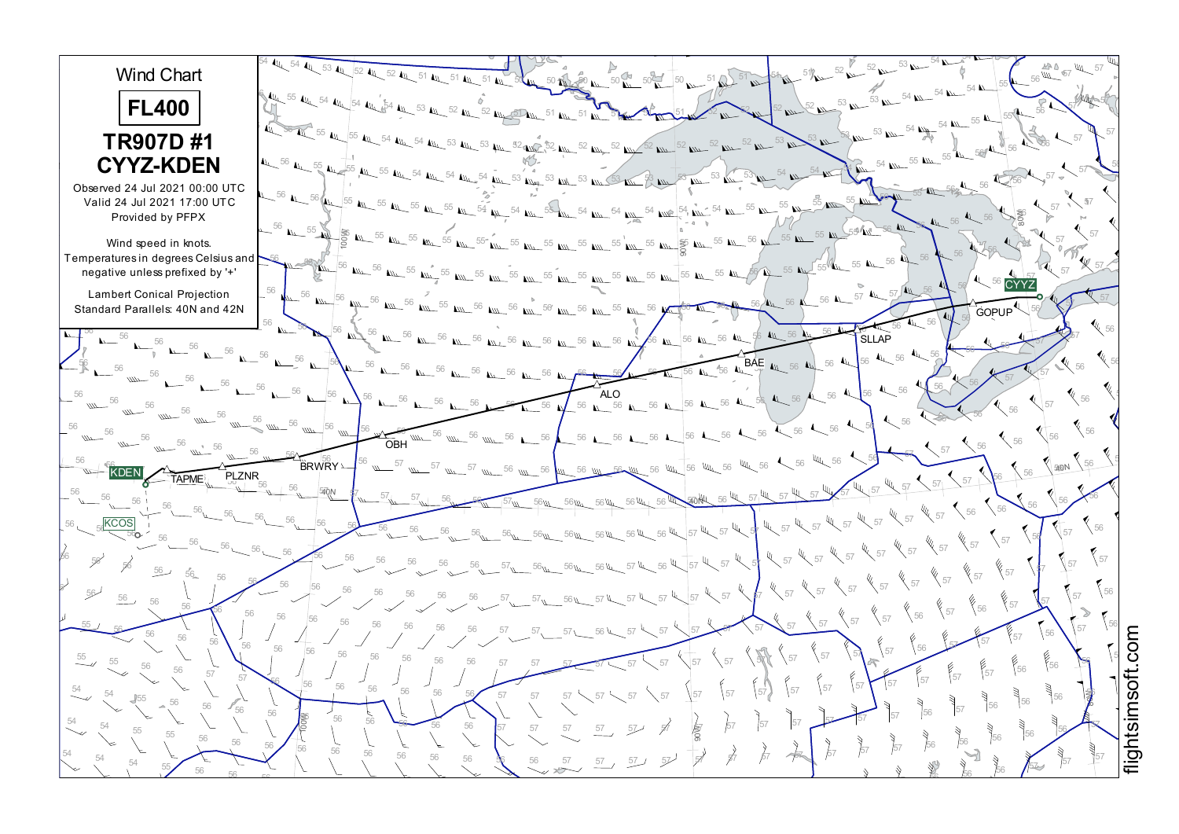Wind Chart

**FL400**

## TR907D #1
## CYYZ-KDEN

Observed 24 Jul 2021 00:00 UTC
Valid 24 Jul 2021 17:00 UTC
Provided by PFPX

Wind speed in knots.
Temperatures in degrees Celsius and negative unless prefixed by '+'

Lambert Conical Projection
Standard Parallels: 40N and 42N

CYYZ GOPUP SLLAP BAE ALO OBH BRWRY PLZNR TAPME KDEN KCOS

flightsimsoft.com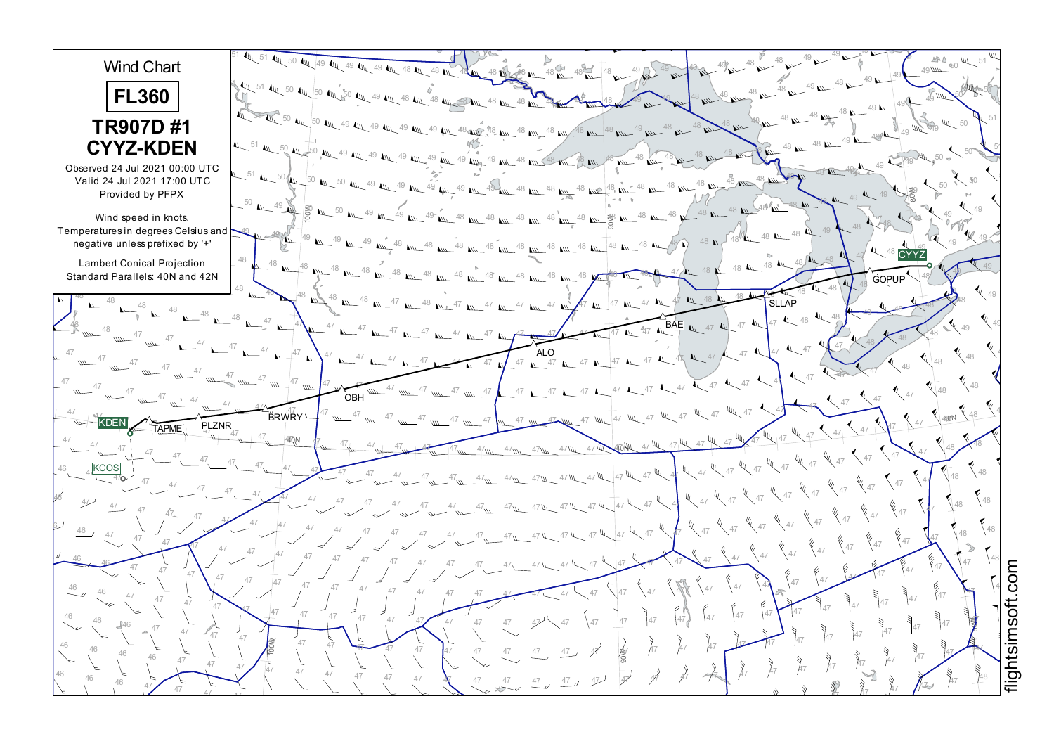# Wind Chart

## FL360

## TR907D #1
## CYYZ-KDEN

Observed 24 Jul 2021 00:00 UTC
Valid 24 Jul 2021 17:00 UTC
Provided by PFPX

Wind speed in knots.
Temperatures in degrees Celsius and negative unless prefixed by '+'

Lambert Conical Projection
Standard Parallels: 40N and 42N

CYYZ GOPUP SLLAP BAE ALO OBH BRWRY PLZNR TAPME KDEN KCOS

flightsimsoft.com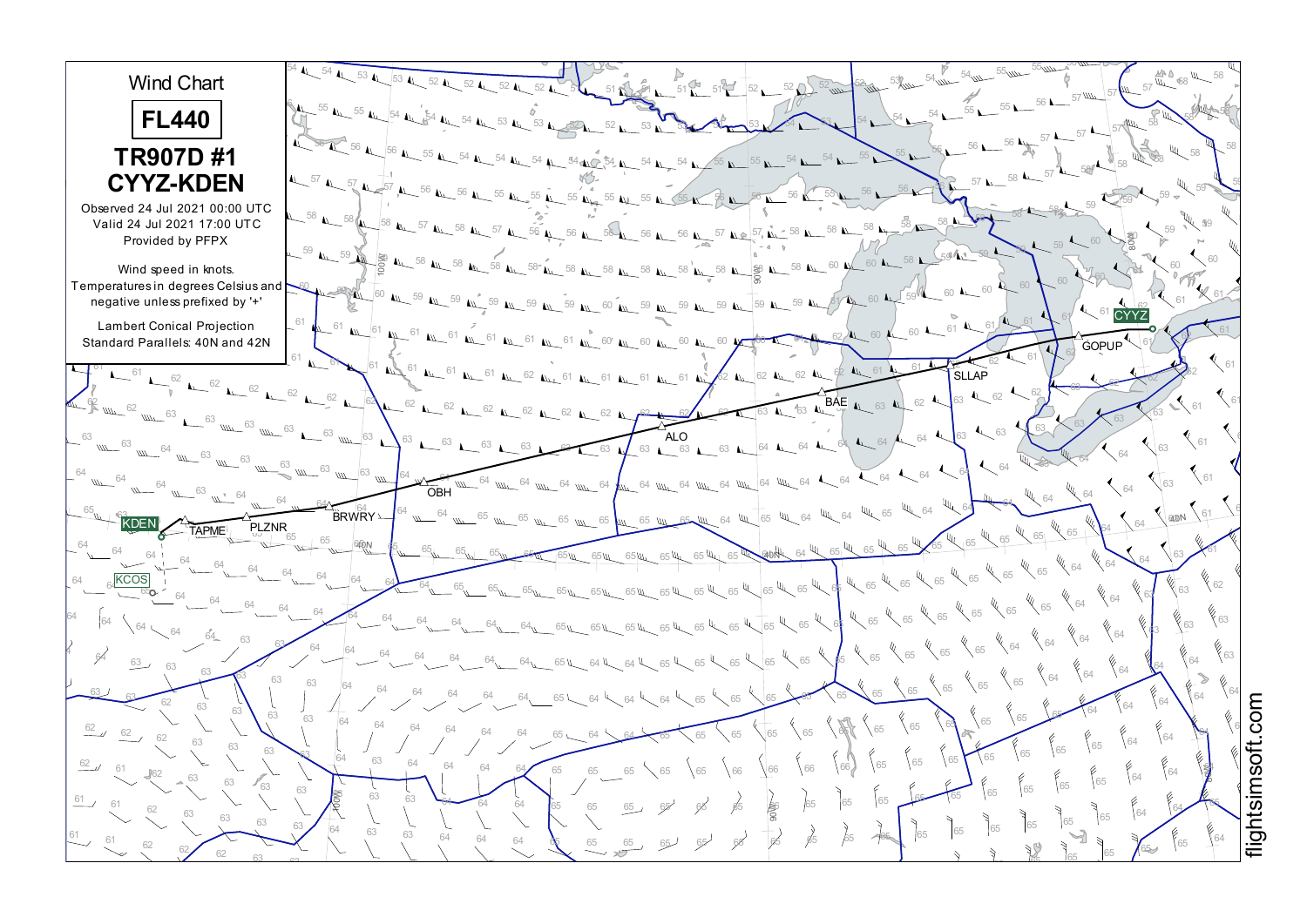# Wind Chart

## FL440

### TR907D #1
### CYYZ-KDEN

Observed 24 Jul 2021 00:00 UTC
Valid 24 Jul 2021 17:00 UTC
Provided by PFPX

Wind speed in knots.
Temperatures in degrees Celsius and negative unless prefixed by '+'

Lambert Conical Projection
Standard Parallels: 40N and 42N

CYYZ · GOPUP · SLLAP · BAE · ALO · OBH · BRWRY · PLZNR · TAPME · KDEN · KCOS

flightsimsoft.com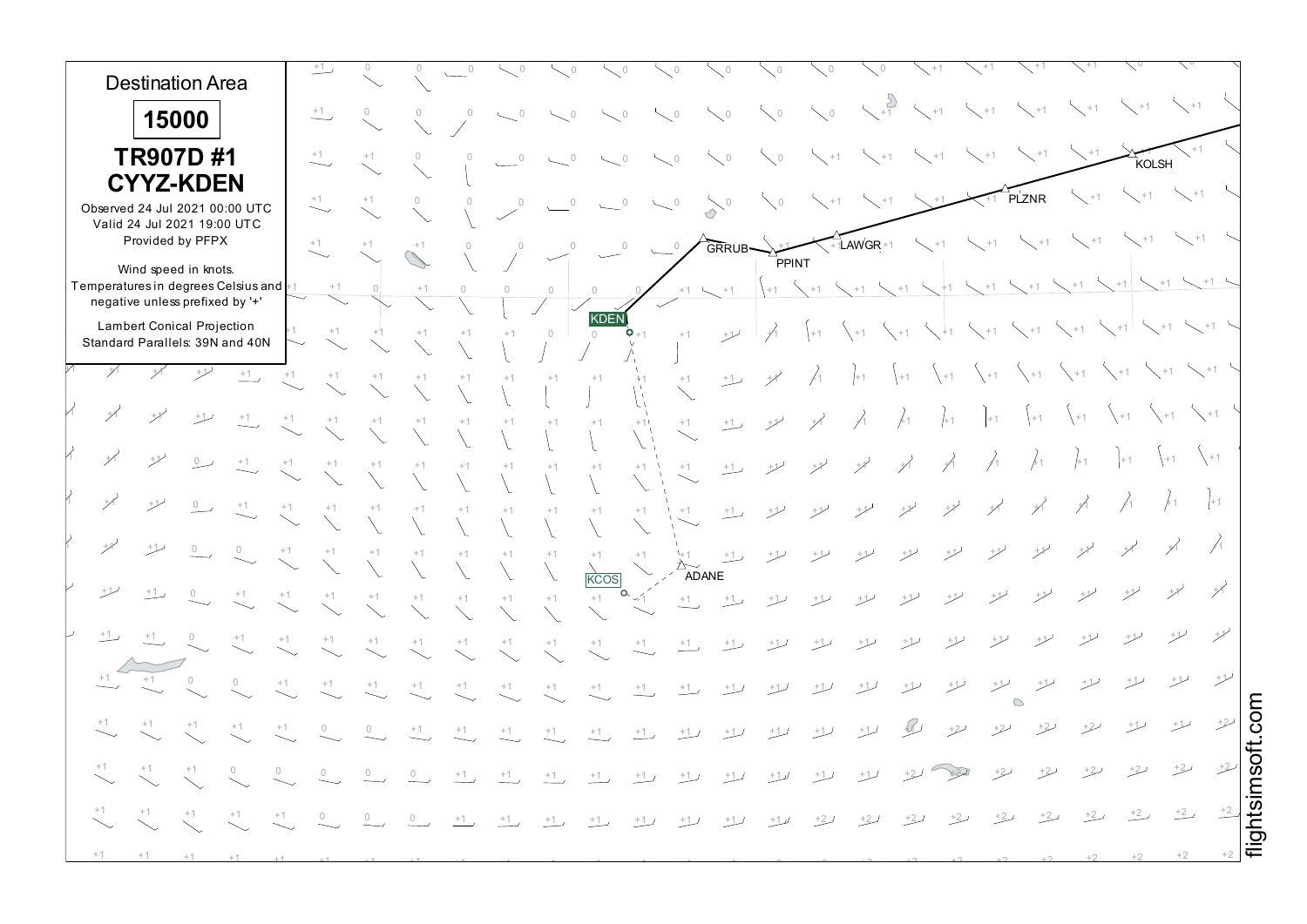Destination Area

**15000**

## TR907D #1 CYYZ-KDEN

Observed 24 Jul 2021 00:00 UTC
Valid 24 Jul 2021 19:00 UTC
Provided by PFPX

Wind speed in knots.
Temperatures in degrees Celsius and negative unless prefixed by '+'

Lambert Conical Projection
Standard Parallels: 39N and 40N

KOLSH
PLZNR
LAWGR
GRRUB
PPINT
KDEN
ADANE
KCOS

flightsimsoft.com